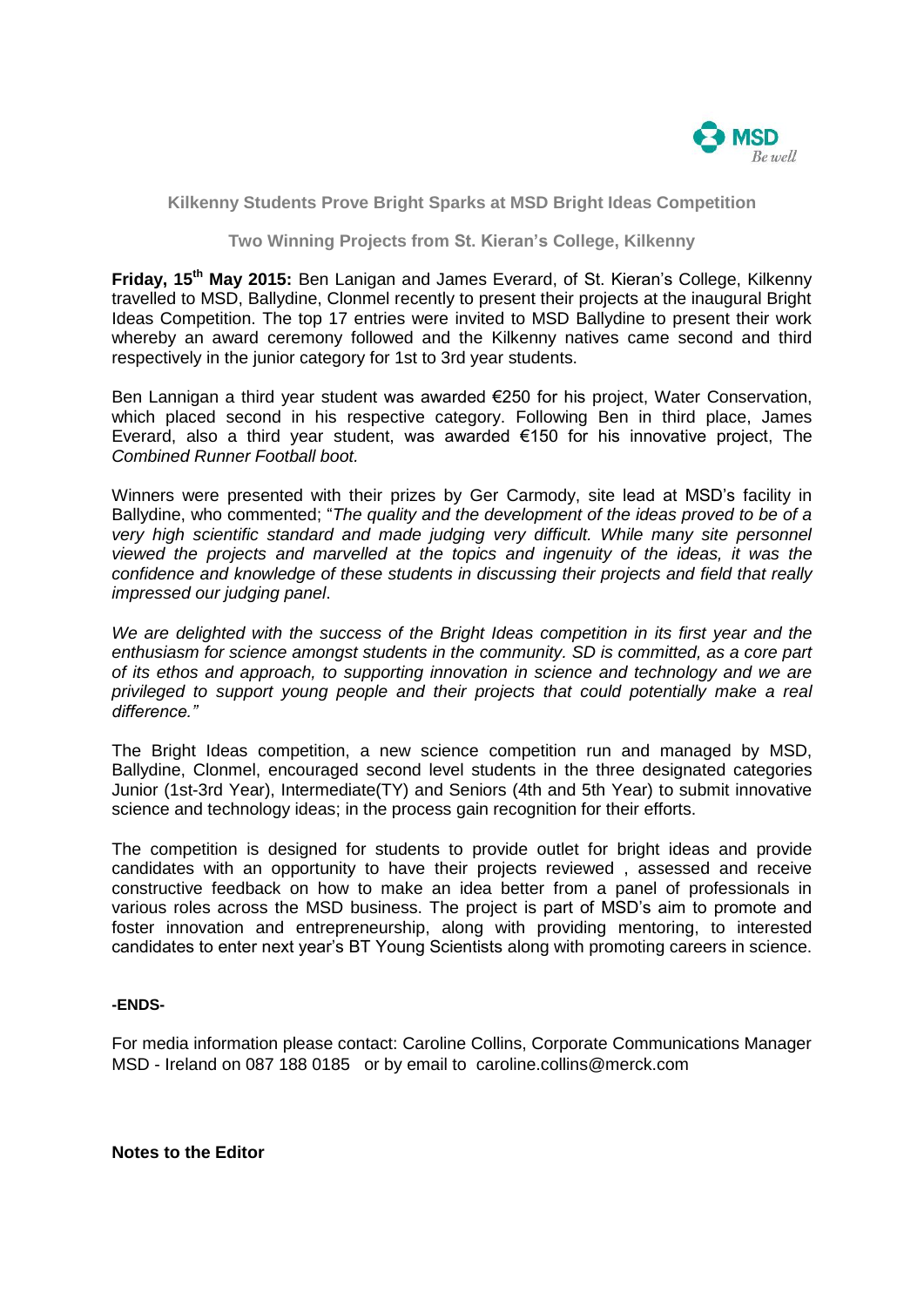## Kilkenny Students Prove Bright Sparks at MSD Bright Ideas Competition

### Two Winning Projects from St. Kieran's College, Kilkenny

**Friday, 15th May 2015:** Ben Lanigan and James Everard, of St. Kieran's College, Kilkenny travelled to MSD, Ballydine, Clonmel recently to present their projects at the inaugural Bright Ideas Competition. The top 17 entries were invited to MSD Ballydine to present their work whereby an award ceremony followed and the Kilkenny natives came second and third respectively in the junior category for 1st to 3rd year students.

Ben Lannigan a third year student was awarded €250 for his project, Water Conservation, which placed second in his respective category. Following Ben in third place, James Everard, also a third year student, was awarded €150 for his innovative project, The *Combined Runner Football boot.*

Winners were presented with their prizes by Ger Carmody, site lead at MSD's facility in Ballydine, who commented; "*The quality and the development of the ideas proved to be of a very high scientific standard and made judging very difficult. While many site personnel viewed the projects and marvelled at the topics and ingenuity of the ideas, it was the confidence and knowledge of these students in discussing their projects and field that really impressed our judging panel*.

*We are delighted with the success of the Bright Ideas competition in its first year and the enthusiasm for science amongst students in the community. SD is committed, as a core part of its ethos and approach, to supporting innovation in science and technology and we are privileged to support young people and their projects that could potentially make a real difference."*

The Bright Ideas competition, a new science competition run and managed by MSD, Ballydine, Clonmel, encouraged second level students in the three designated categories Junior (1st-3rd Year), Intermediate(TY) and Seniors (4th and 5th Year) to submit innovative science and technology ideas; in the process gain recognition for their efforts.

The competition is designed for students to provide outlet for bright ideas and provide candidates with an opportunity to have their projects reviewed , assessed and receive constructive feedback on how to make an idea better from a panel of professionals in various roles across the MSD business. The project is part of MSD's aim to promote and foster innovation and entrepreneurship, along with providing mentoring, to interested candidates to enter next year's BT Young Scientists along with promoting careers in science.

**-ENDS-**

For media information please contact: Caroline Collins, Corporate Communications Manager MSD - Ireland on 087 188 0185 or by email to caroline.collins@merck.com

**Notes to the Editor**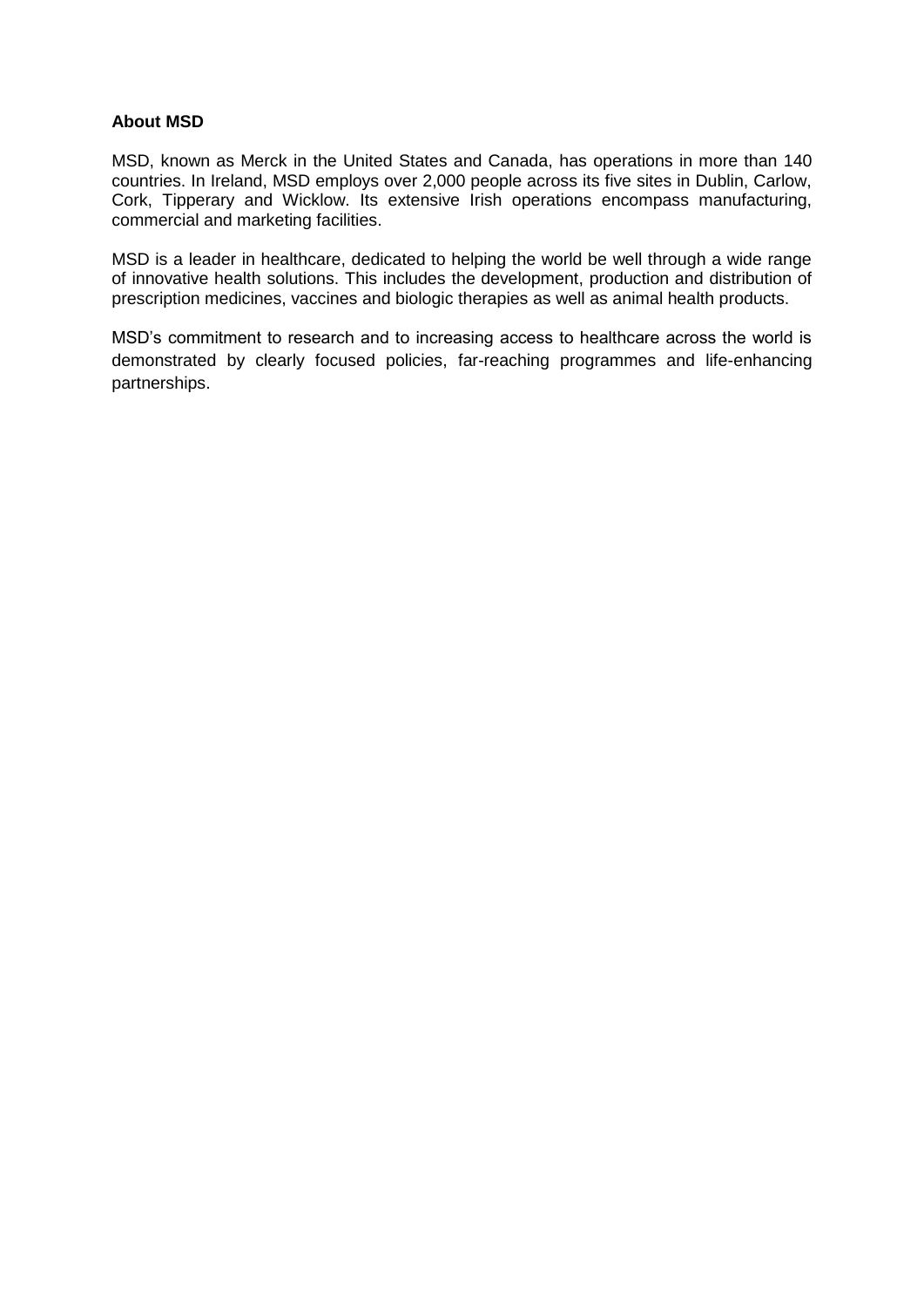**About MSD**

MSD, known as Merck in the United States and Canada, has operations in more than 140 countries. In Ireland, MSD employs over 2,000 people across its five sites in Dublin, Carlow, Cork, Tipperary and Wicklow. Its extensive Irish operations encompass manufacturing, commercial and marketing facilities.

MSD is a leader in healthcare, dedicated to helping the world be well through a wide range of innovative health solutions. This includes the development, production and distribution of prescription medicines, vaccines and biologic therapies as well as animal health products.

MSD's commitment to research and to increasing access to healthcare across the world is demonstrated by clearly focused policies, far-reaching programmes and life-enhancing partnerships.